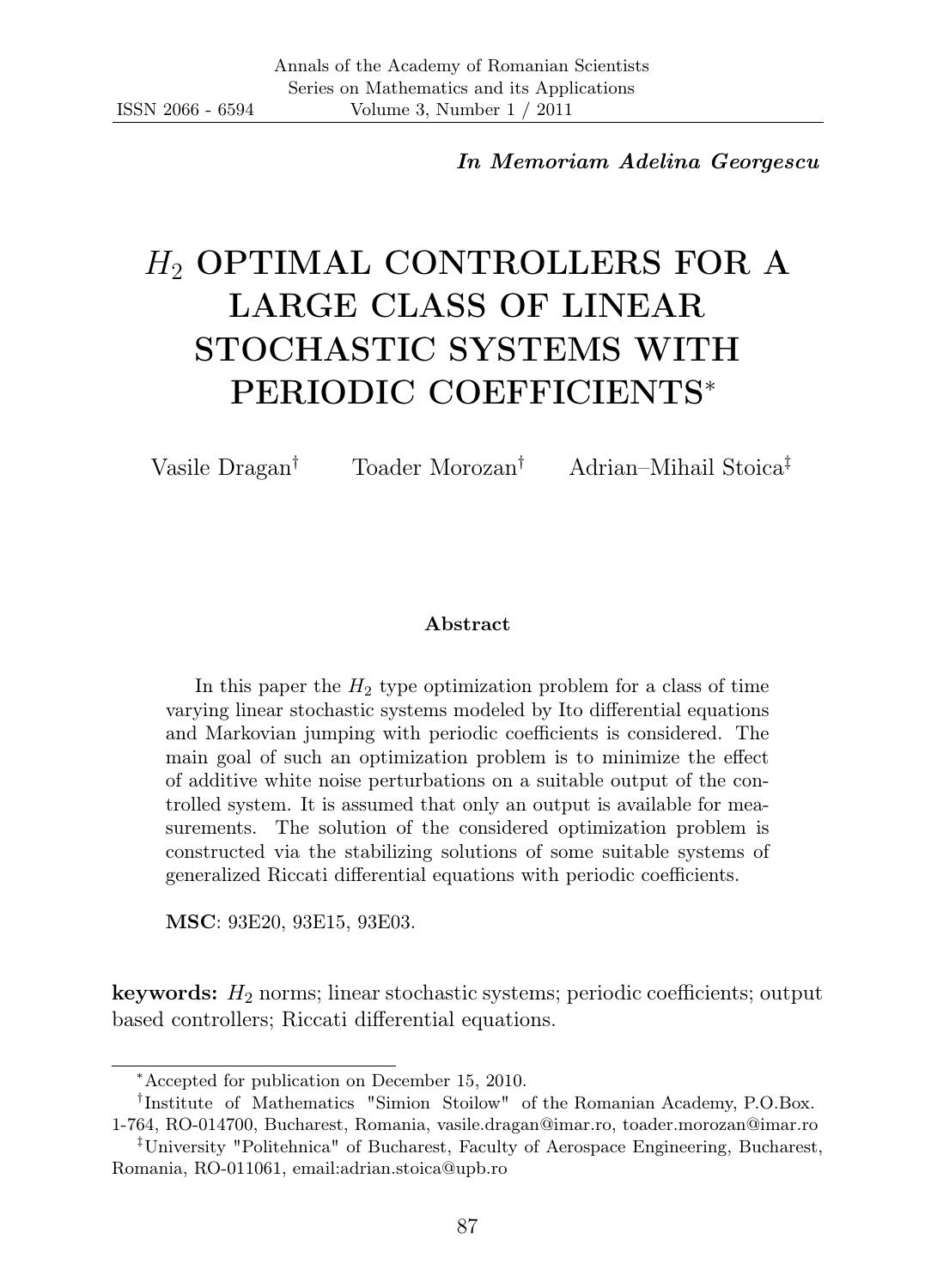*In Memoriam Adelina Georgescu*

# $H_2$ OPTIMAL CONTROLLERS FOR A LARGE CLASS OF LINEAR STOCHASTIC SYSTEMS WITH PERIODIC COEFFICIENTS[*]

Vasile Dragan[†] Toader Morozan[†] Adrian–Mihail Stoica[‡]

**Abstract**

In this paper the $H_2$ type optimization problem for a class of time varying linear stochastic systems modeled by Ito differential equations and Markovian jumping with periodic coefficients is considered. The main goal of such an optimization problem is to minimize the effect of additive white noise perturbations on a suitable output of the controlled system. It is assumed that only an output is available for measurements. The solution of the considered optimization problem is constructed via the stabilizing solutions of some suitable systems of generalized Riccati differential equations with periodic coefficients.

**MSC**: 93E20, 93E15, 93E03.

**keywords:** $H_2$ norms; linear stochastic systems; periodic coefficients; output based controllers; Riccati differential equations.

---

[*] Accepted for publication on December 15, 2010.

[†] Institute of Mathematics "Simion Stoilow" of the Romanian Academy, P.O.Box. 1-764, RO-014700, Bucharest, Romania, vasile.dragan@imar.ro, toader.morozan@imar.ro

[‡] University "Politehnica" of Bucharest, Faculty of Aerospace Engineering, Bucharest, Romania, RO-011061, email:adrian.stoica@upb.ro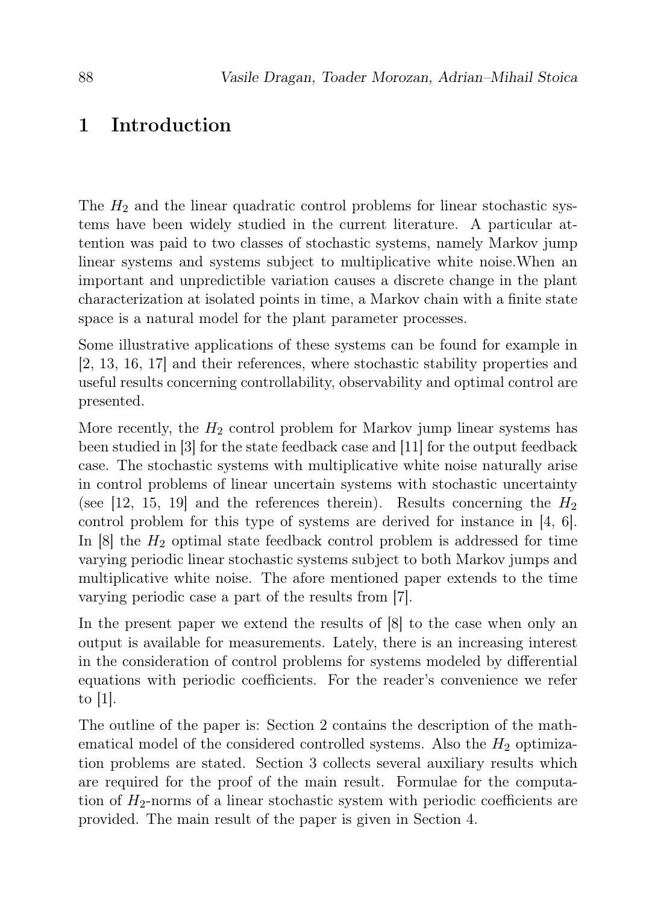# 1 Introduction

The $H_2$ and the linear quadratic control problems for linear stochastic systems have been widely studied in the current literature. A particular attention was paid to two classes of stochastic systems, namely Markov jump linear systems and systems subject to multiplicative white noise.When an important and unpredictible variation causes a discrete change in the plant characterization at isolated points in time, a Markov chain with a finite state space is a natural model for the plant parameter processes.

Some illustrative applications of these systems can be found for example in [2, 13, 16, 17] and their references, where stochastic stability properties and useful results concerning controllability, observability and optimal control are presented.

More recently, the $H_2$ control problem for Markov jump linear systems has been studied in [3] for the state feedback case and [11] for the output feedback case. The stochastic systems with multiplicative white noise naturally arise in control problems of linear uncertain systems with stochastic uncertainty (see [12, 15, 19] and the references therein). Results concerning the $H_2$ control problem for this type of systems are derived for instance in [4, 6]. In [8] the $H_2$ optimal state feedback control problem is addressed for time varying periodic linear stochastic systems subject to both Markov jumps and multiplicative white noise. The afore mentioned paper extends to the time varying periodic case a part of the results from [7].

In the present paper we extend the results of [8] to the case when only an output is available for measurements. Lately, there is an increasing interest in the consideration of control problems for systems modeled by differential equations with periodic coefficients. For the reader's convenience we refer to [1].

The outline of the paper is: Section 2 contains the description of the mathematical model of the considered controlled systems. Also the $H_2$ optimization problems are stated. Section 3 collects several auxiliary results which are required for the proof of the main result. Formulae for the computation of $H_2$-norms of a linear stochastic system with periodic coefficients are provided. The main result of the paper is given in Section 4.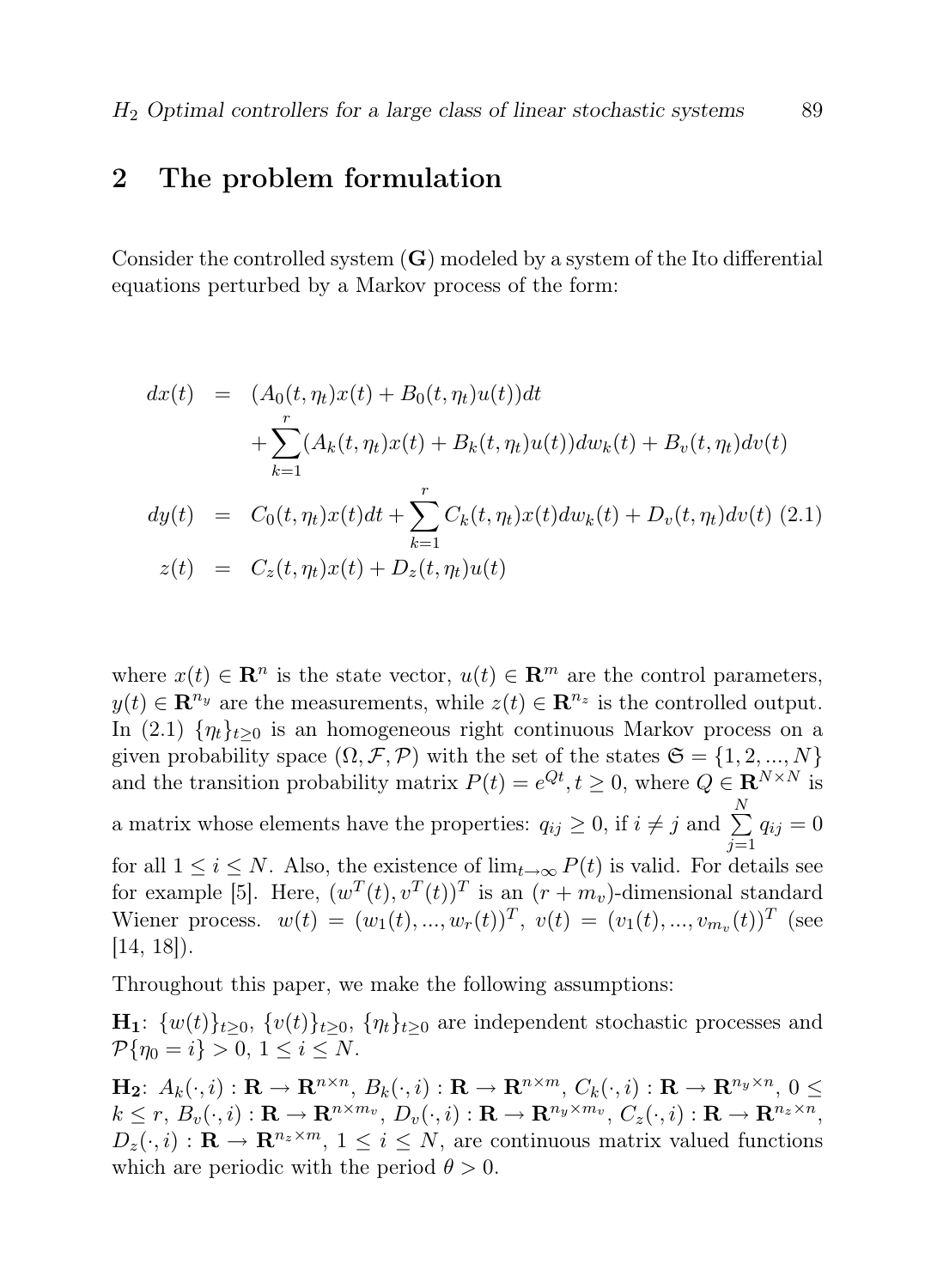## 2 The problem formulation

Consider the controlled system ($\mathbf{G}$) modeled by a system of the Ito differential equations perturbed by a Markov process of the form:

$$
\begin{aligned}
dx(t) &= (A_0(t,\eta_t)x(t) + B_0(t,\eta_t)u(t))dt \\
&\quad + \sum_{k=1}^{r}(A_k(t,\eta_t)x(t) + B_k(t,\eta_t)u(t))dw_k(t) + B_v(t,\eta_t)dv(t) \\
dy(t) &= C_0(t,\eta_t)x(t)dt + \sum_{k=1}^{r} C_k(t,\eta_t)x(t)dw_k(t) + D_v(t,\eta_t)dv(t) \quad (2.1) \\
z(t) &= C_z(t,\eta_t)x(t) + D_z(t,\eta_t)u(t)
\end{aligned}
$$

where $x(t) \in \mathbf{R}^n$ is the state vector, $u(t) \in \mathbf{R}^m$ are the control parameters, $y(t) \in \mathbf{R}^{n_y}$ are the measurements, while $z(t) \in \mathbf{R}^{n_z}$ is the controlled output. In (2.1) $\{\eta_t\}_{t\geq 0}$ is an homogeneous right continuous Markov process on a given probability space $(\Omega, \mathcal{F}, \mathcal{P})$ with the set of the states $\mathfrak{S} = \{1, 2, ..., N\}$ and the transition probability matrix $P(t) = e^{Qt}, t \geq 0$, where $Q \in \mathbf{R}^{N\times N}$ is a matrix whose elements have the properties: $q_{ij} \geq 0$, if $i \neq j$ and $\sum_{j=1}^{N} q_{ij} = 0$ for all $1 \leq i \leq N$. Also, the existence of $\lim_{t\to\infty} P(t)$ is valid. For details see for example [5]. Here, $(w^T(t), v^T(t))^T$ is an $(r + m_v)$-dimensional standard Wiener process. $w(t) = (w_1(t), ..., w_r(t))^T$, $v(t) = (v_1(t), ..., v_{m_v}(t))^T$ (see [14, 18]).

Throughout this paper, we make the following assumptions:

$\mathbf{H_1}$: $\{w(t)\}_{t\geq 0}$, $\{v(t)\}_{t\geq 0}$, $\{\eta_t\}_{t\geq 0}$ are independent stochastic processes and $\mathcal{P}\{\eta_0 = i\} > 0$, $1 \leq i \leq N$.

$\mathbf{H_2}$: $A_k(\cdot, i) : \mathbf{R} \to \mathbf{R}^{n\times n}$, $B_k(\cdot, i) : \mathbf{R} \to \mathbf{R}^{n\times m}$, $C_k(\cdot, i) : \mathbf{R} \to \mathbf{R}^{n_y\times n}$, $0 \leq k \leq r$, $B_v(\cdot, i) : \mathbf{R} \to \mathbf{R}^{n\times m_v}$, $D_v(\cdot, i) : \mathbf{R} \to \mathbf{R}^{n_y\times m_v}$, $C_z(\cdot, i) : \mathbf{R} \to \mathbf{R}^{n_z\times n}$, $D_z(\cdot, i) : \mathbf{R} \to \mathbf{R}^{n_z\times m}$, $1 \leq i \leq N$, are continuous matrix valued functions which are periodic with the period $\theta > 0$.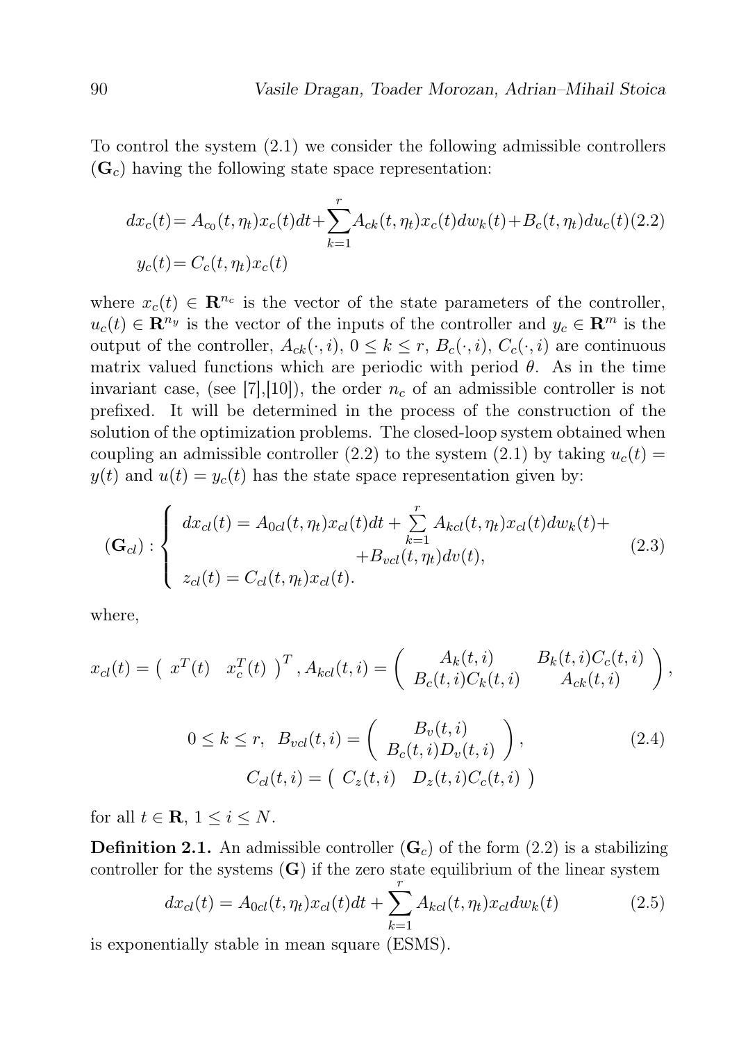To control the system (2.1) we consider the following admissible controllers $(\mathbf{G}_c)$ having the following state space representation:

$$
\begin{aligned}
dx_c(t) &= A_{c_0}(t,\eta_t)x_c(t)dt + \sum_{k=1}^{r} A_{ck}(t,\eta_t)x_c(t)dw_k(t) + B_c(t,\eta_t)du_c(t) \qquad (2.2)\\
y_c(t) &= C_c(t,\eta_t)x_c(t)
\end{aligned}
$$

where $x_c(t) \in \mathbf{R}^{n_c}$ is the vector of the state parameters of the controller, $u_c(t) \in \mathbf{R}^{n_y}$ is the vector of the inputs of the controller and $y_c \in \mathbf{R}^m$ is the output of the controller, $A_{ck}(\cdot,i)$, $0 \leq k \leq r$, $B_c(\cdot,i)$, $C_c(\cdot,i)$ are continuous matrix valued functions which are periodic with period $\theta$. As in the time invariant case, (see [7],[10]), the order $n_c$ of an admissible controller is not prefixed. It will be determined in the process of the construction of the solution of the optimization problems. The closed-loop system obtained when coupling an admissible controller (2.2) to the system (2.1) by taking $u_c(t) = y(t)$ and $u(t) = y_c(t)$ has the state space representation given by:

$$
(\mathbf{G}_{cl}) : \begin{cases} dx_{cl}(t) = A_{0cl}(t,\eta_t)x_{cl}(t)dt + \sum\limits_{k=1}^{r} A_{kcl}(t,\eta_t)x_{cl}(t)dw_k(t) + \\ \qquad\qquad + B_{vcl}(t,\eta_t)dv(t), \\ z_{cl}(t) = C_{cl}(t,\eta_t)x_{cl}(t). \end{cases} \tag{2.3}
$$

where,

$$
x_{cl}(t) = \begin{pmatrix} x^T(t) & x_c^T(t) \end{pmatrix}^T, A_{kcl}(t,i) = \begin{pmatrix} A_k(t,i) & B_k(t,i)C_c(t,i) \\ B_c(t,i)C_k(t,i) & A_{ck}(t,i) \end{pmatrix},
$$

$$
\begin{gathered}
0 \leq k \leq r, \;\; B_{vcl}(t,i) = \begin{pmatrix} B_v(t,i) \\ B_c(t,i)D_v(t,i) \end{pmatrix}, \\
C_{cl}(t,i) = \begin{pmatrix} C_z(t,i) & D_z(t,i)C_c(t,i) \end{pmatrix}
\end{gathered} \tag{2.4}
$$

for all $t \in \mathbf{R}$, $1 \leq i \leq N$.

**Definition 2.1.** An admissible controller $(\mathbf{G}_c)$ of the form (2.2) is a stabilizing controller for the systems $(\mathbf{G})$ if the zero state equilibrium of the linear system

$$
dx_{cl}(t) = A_{0cl}(t,\eta_t)x_{cl}(t)dt + \sum_{k=1}^{r} A_{kcl}(t,\eta_t)x_{cl}dw_k(t) \tag{2.5}
$$

is exponentially stable in mean square (ESMS).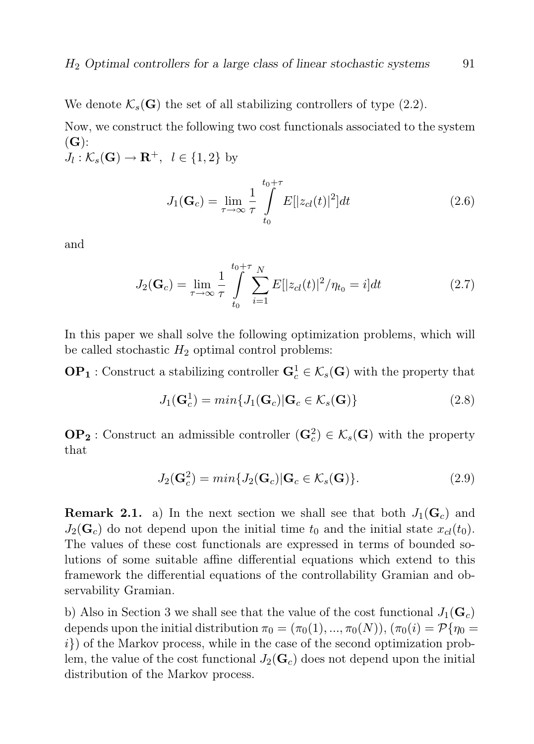We denote $\mathcal{K}_s(\mathbf{G})$ the set of all stabilizing controllers of type (2.2).

Now, we construct the following two cost functionals associated to the system $(\mathbf{G})$:
$J_l : \mathcal{K}_s(\mathbf{G}) \to \mathbf{R}^+, \;\; l \in \{1, 2\}$ by

$$J_1(\mathbf{G}_c) = \lim_{\tau \to \infty} \frac{1}{\tau} \int_{t_0}^{t_0+\tau} E[|z_{cl}(t)|^2] dt \tag{2.6}$$

and

$$J_2(\mathbf{G}_c) = \lim_{\tau \to \infty} \frac{1}{\tau} \int_{t_0}^{t_0+\tau} \sum_{i=1}^{N} E[|z_{cl}(t)|^2 / \eta_{t_0} = i] dt \tag{2.7}$$

In this paper we shall solve the following optimization problems, which will be called stochastic $H_2$ optimal control problems:

$\mathbf{OP_1}$ : Construct a stabilizing controller $\mathbf{G}_c^1 \in \mathcal{K}_s(\mathbf{G})$ with the property that

$$J_1(\mathbf{G}_c^1) = min\{J_1(\mathbf{G}_c) | \mathbf{G}_c \in \mathcal{K}_s(\mathbf{G})\} \tag{2.8}$$

$\mathbf{OP_2}$ : Construct an admissible controller $(\mathbf{G}_c^2) \in \mathcal{K}_s(\mathbf{G})$ with the property that

$$J_2(\mathbf{G}_c^2) = min\{J_2(\mathbf{G}_c) | \mathbf{G}_c \in \mathcal{K}_s(\mathbf{G})\}. \tag{2.9}$$

**Remark 2.1.** a) In the next section we shall see that both $J_1(\mathbf{G}_c)$ and $J_2(\mathbf{G}_c)$ do not depend upon the initial time $t_0$ and the initial state $x_{cl}(t_0)$. The values of these cost functionals are expressed in terms of bounded solutions of some suitable affine differential equations which extend to this framework the differential equations of the controllability Gramian and observability Gramian.

b) Also in Section 3 we shall see that the value of the cost functional $J_1(\mathbf{G}_c)$ depends upon the initial distribution $\pi_0 = (\pi_0(1), ..., \pi_0(N))$, $(\pi_0(i) = \mathcal{P}\{\eta_0 = i\})$ of the Markov process, while in the case of the second optimization problem, the value of the cost functional $J_2(\mathbf{G}_c)$ does not depend upon the initial distribution of the Markov process.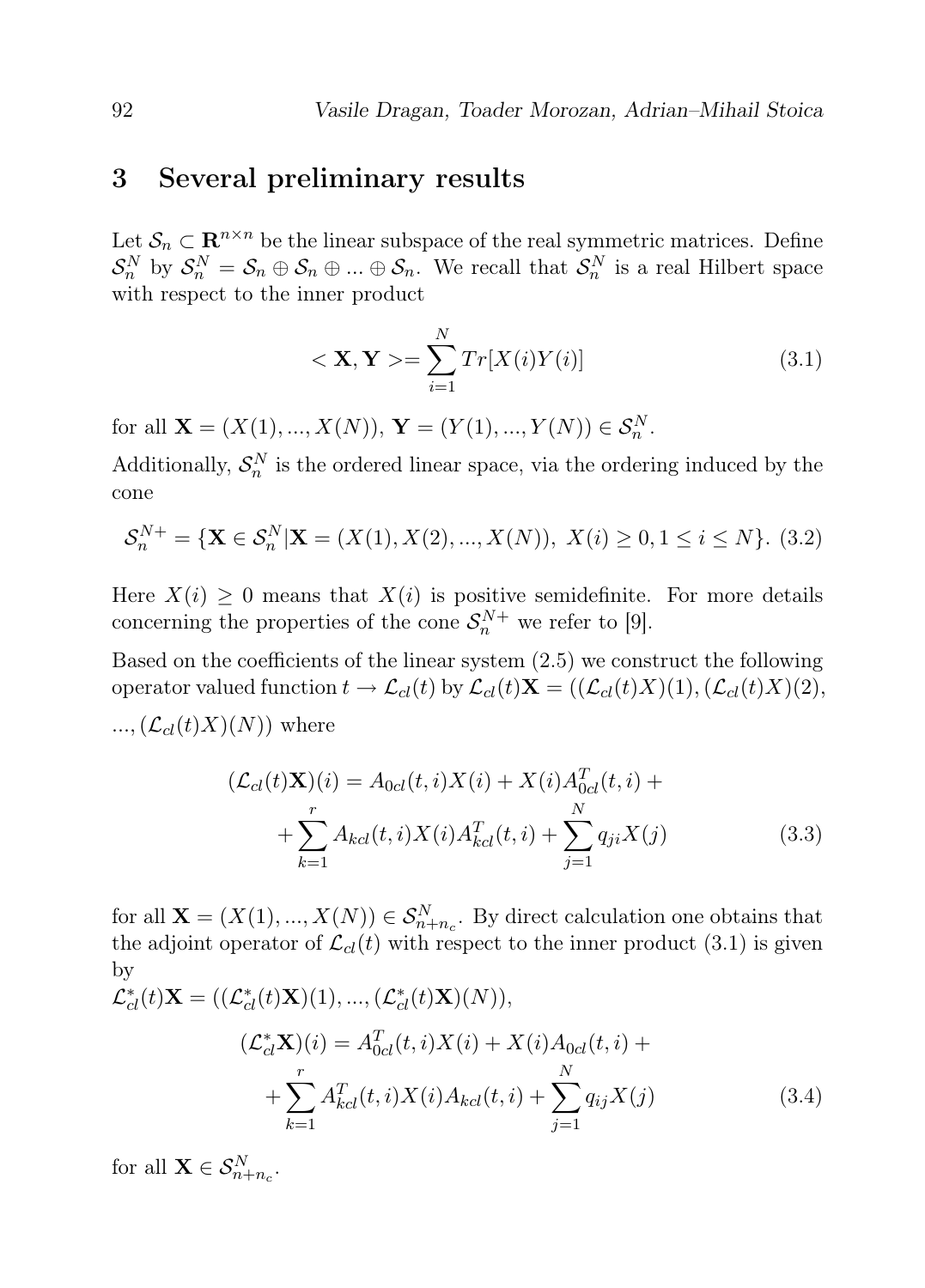## 3 Several preliminary results

Let $\mathcal{S}_n \subset \mathbf{R}^{n\times n}$ be the linear subspace of the real symmetric matrices. Define $\mathcal{S}_n^N$ by $\mathcal{S}_n^N = \mathcal{S}_n \oplus \mathcal{S}_n \oplus ... \oplus \mathcal{S}_n$. We recall that $\mathcal{S}_n^N$ is a real Hilbert space with respect to the inner product

$$< \mathbf{X}, \mathbf{Y} >= \sum_{i=1}^{N} Tr[X(i)Y(i)] \tag{3.1}$$

for all $\mathbf{X} = (X(1), ..., X(N))$, $\mathbf{Y} = (Y(1), ..., Y(N)) \in \mathcal{S}_n^N$.

Additionally, $\mathcal{S}_n^N$ is the ordered linear space, via the ordering induced by the cone

$$\mathcal{S}_n^{N+} = \{\mathbf{X} \in \mathcal{S}_n^N | \mathbf{X} = (X(1), X(2), ..., X(N)),\ X(i) \geq 0, 1 \leq i \leq N\}. \tag{3.2}$$

Here $X(i) \geq 0$ means that $X(i)$ is positive semidefinite. For more details concerning the properties of the cone $\mathcal{S}_n^{N+}$ we refer to [9].

Based on the coefficients of the linear system (2.5) we construct the following operator valued function $t \to \mathcal{L}_{cl}(t)$ by $\mathcal{L}_{cl}(t)\mathbf{X} = ((\mathcal{L}_{cl}(t)X)(1), (\mathcal{L}_{cl}(t)X)(2), ..., (\mathcal{L}_{cl}(t)X)(N))$ where

$$\begin{aligned}(\mathcal{L}_{cl}(t)\mathbf{X})(i) &= A_{0cl}(t,i)X(i) + X(i)A_{0cl}^T(t,i) + \\ &+ \sum_{k=1}^{r} A_{kcl}(t,i)X(i)A_{kcl}^T(t,i) + \sum_{j=1}^{N} q_{ji}X(j)\end{aligned} \tag{3.3}$$

for all $\mathbf{X} = (X(1), ..., X(N)) \in \mathcal{S}_{n+n_c}^N$. By direct calculation one obtains that the adjoint operator of $\mathcal{L}_{cl}(t)$ with respect to the inner product (3.1) is given by

$\mathcal{L}_{cl}^*(t)\mathbf{X} = ((\mathcal{L}_{cl}^*(t)\mathbf{X})(1), ..., (\mathcal{L}_{cl}^*(t)\mathbf{X})(N))$,

$$\begin{aligned}(\mathcal{L}_{cl}^*\mathbf{X})(i) &= A_{0cl}^T(t,i)X(i) + X(i)A_{0cl}(t,i) + \\ &+ \sum_{k=1}^{r} A_{kcl}^T(t,i)X(i)A_{kcl}(t,i) + \sum_{j=1}^{N} q_{ij}X(j)\end{aligned} \tag{3.4}$$

for all $\mathbf{X} \in \mathcal{S}_{n+n_c}^N$.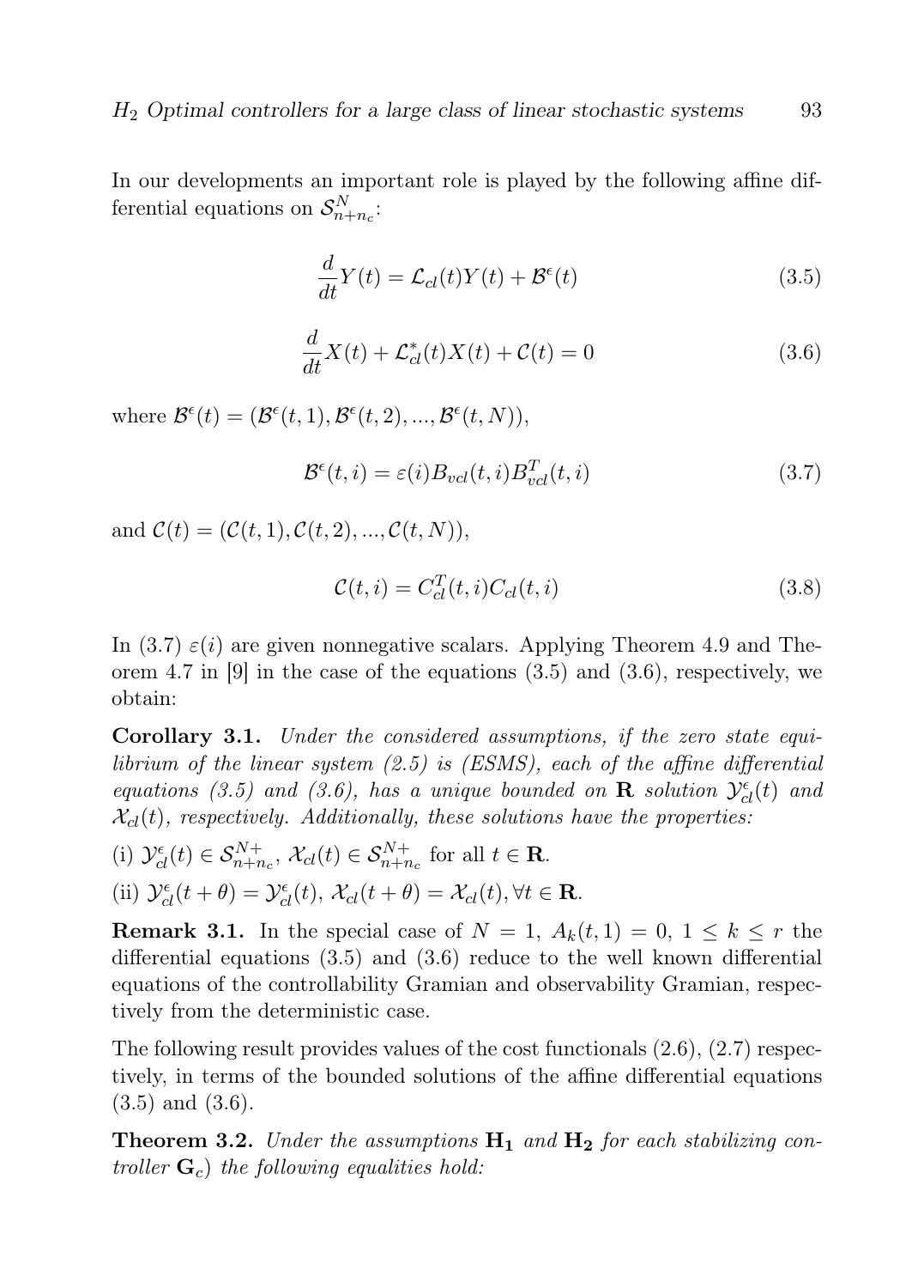In our developments an important role is played by the following affine differential equations on $\mathcal{S}_{n+n_c}^N$:

$$\frac{d}{dt}Y(t) = \mathcal{L}_{cl}(t)Y(t) + \mathcal{B}^{\epsilon}(t) \tag{3.5}$$

$$\frac{d}{dt}X(t) + \mathcal{L}_{cl}^{*}(t)X(t) + \mathcal{C}(t) = 0 \tag{3.6}$$

where $\mathcal{B}^{\epsilon}(t) = (\mathcal{B}^{\epsilon}(t,1), \mathcal{B}^{\epsilon}(t,2), ..., \mathcal{B}^{\epsilon}(t,N))$,

$$\mathcal{B}^{\epsilon}(t,i) = \varepsilon(i)B_{vcl}(t,i)B_{vcl}^T(t,i) \tag{3.7}$$

and $\mathcal{C}(t) = (\mathcal{C}(t,1), \mathcal{C}(t,2), ..., \mathcal{C}(t,N))$,

$$\mathcal{C}(t,i) = C_{cl}^T(t,i)C_{cl}(t,i) \tag{3.8}$$

In (3.7) $\varepsilon(i)$ are given nonnegative scalars. Applying Theorem 4.9 and Theorem 4.7 in [9] in the case of the equations (3.5) and (3.6), respectively, we obtain:

**Corollary 3.1.** *Under the considered assumptions, if the zero state equilibrium of the linear system (2.5) is (ESMS), each of the affine differential equations (3.5) and (3.6), has a unique bounded on* $\mathbf{R}$ *solution* $\mathcal{Y}_{cl}^{\epsilon}(t)$ *and* $\mathcal{X}_{cl}(t)$*, respectively. Additionally, these solutions have the properties:*

(i) $\mathcal{Y}_{cl}^{\epsilon}(t) \in \mathcal{S}_{n+n_c}^{N+}$, $\mathcal{X}_{cl}(t) \in \mathcal{S}_{n+n_c}^{N+}$ for all $t \in \mathbf{R}$.

(ii) $\mathcal{Y}_{cl}^{\epsilon}(t+\theta) = \mathcal{Y}_{cl}^{\epsilon}(t)$, $\mathcal{X}_{cl}(t+\theta) = \mathcal{X}_{cl}(t), \forall t \in \mathbf{R}$.

**Remark 3.1.** In the special case of $N = 1$, $A_k(t,1) = 0$, $1 \leq k \leq r$ the differential equations (3.5) and (3.6) reduce to the well known differential equations of the controllability Gramian and observability Gramian, respectively from the deterministic case.

The following result provides values of the cost functionals (2.6), (2.7) respectively, in terms of the bounded solutions of the affine differential equations (3.5) and (3.6).

**Theorem 3.2.** *Under the assumptions* $\mathbf{H_1}$ *and* $\mathbf{H_2}$ *for each stabilizing controller* $\mathbf{G}_c$*) the following equalities hold:*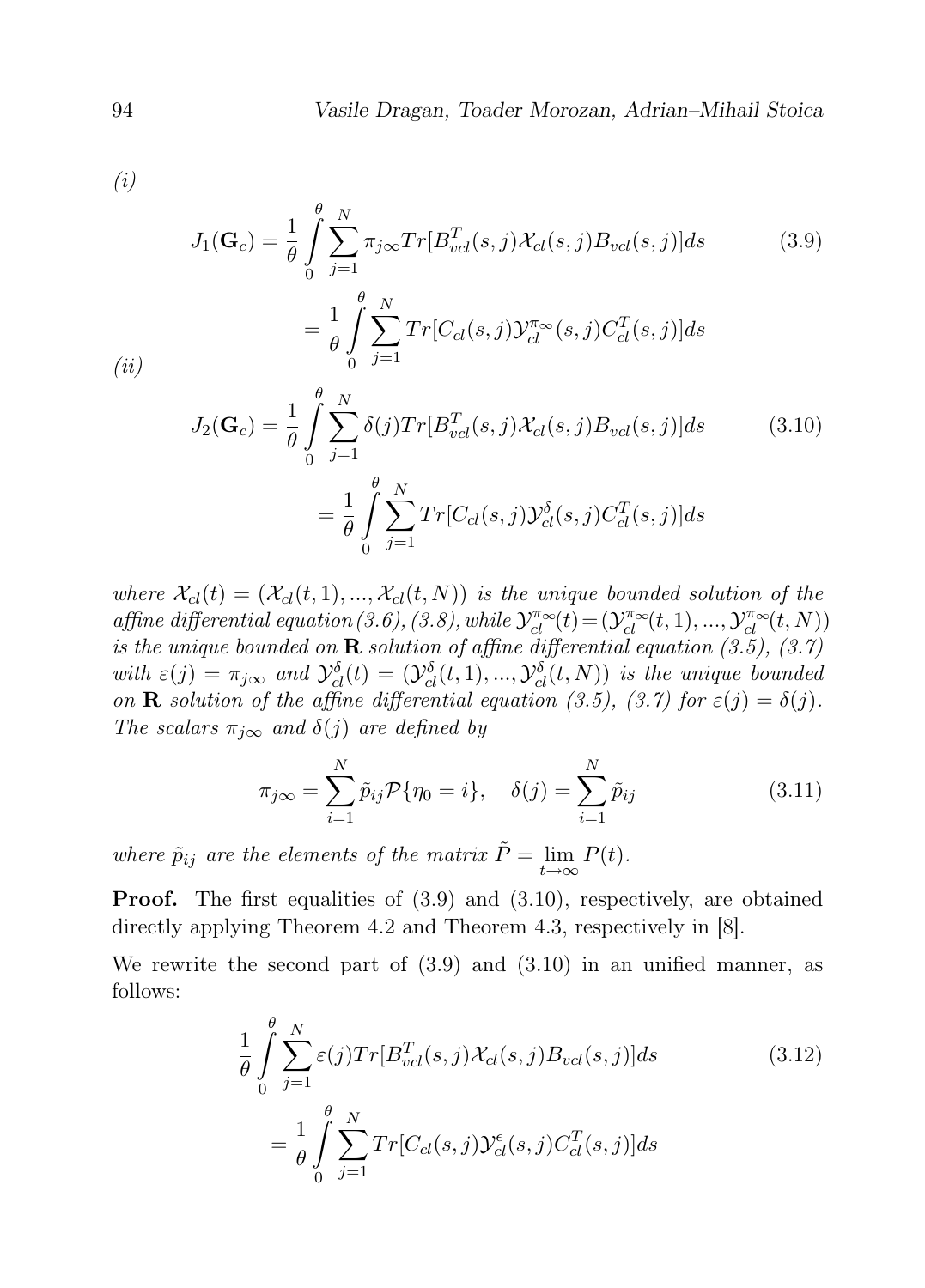*(i)*

$$J_1(\mathbf{G}_c) = \frac{1}{\theta}\int_0^\theta \sum_{j=1}^N \pi_{j\infty} Tr[B_{vcl}^T(s,j)\mathcal{X}_{cl}(s,j)B_{vcl}(s,j)]ds \tag{3.9}$$

$$= \frac{1}{\theta}\int_0^\theta \sum_{j=1}^N Tr[C_{cl}(s,j)\mathcal{Y}_{cl}^{\pi_\infty}(s,j)C_{cl}^T(s,j)]ds$$

*(ii)*

$$J_2(\mathbf{G}_c) = \frac{1}{\theta}\int_0^\theta \sum_{j=1}^N \delta(j) Tr[B_{vcl}^T(s,j)\mathcal{X}_{cl}(s,j)B_{vcl}(s,j)]ds \tag{3.10}$$

$$= \frac{1}{\theta}\int_0^\theta \sum_{j=1}^N Tr[C_{cl}(s,j)\mathcal{Y}_{cl}^{\delta}(s,j)C_{cl}^T(s,j)]ds$$

*where $\mathcal{X}_{cl}(t) = (\mathcal{X}_{cl}(t,1),...,\mathcal{X}_{cl}(t,N))$ is the unique bounded solution of the affine differential equation (3.6), (3.8), while $\mathcal{Y}_{cl}^{\pi_\infty}(t) = (\mathcal{Y}_{cl}^{\pi_\infty}(t,1),...,\mathcal{Y}_{cl}^{\pi_\infty}(t,N))$ is the unique bounded on $\mathbf{R}$ solution of affine differential equation (3.5), (3.7) with $\varepsilon(j) = \pi_{j\infty}$ and $\mathcal{Y}_{cl}^{\delta}(t) = (\mathcal{Y}_{cl}^{\delta}(t,1),...,\mathcal{Y}_{cl}^{\delta}(t,N))$ is the unique bounded on $\mathbf{R}$ solution of the affine differential equation (3.5), (3.7) for $\varepsilon(j) = \delta(j)$. The scalars $\pi_{j\infty}$ and $\delta(j)$ are defined by*

$$\pi_{j\infty} = \sum_{i=1}^N \tilde{p}_{ij}\mathcal{P}\{\eta_0 = i\}, \quad \delta(j) = \sum_{i=1}^N \tilde{p}_{ij} \tag{3.11}$$

*where $\tilde{p}_{ij}$ are the elements of the matrix $\tilde{P} = \lim_{t\to\infty} P(t)$.*

**Proof.** The first equalities of (3.9) and (3.10), respectively, are obtained directly applying Theorem 4.2 and Theorem 4.3, respectively in [8].

We rewrite the second part of (3.9) and (3.10) in an unified manner, as follows:

$$\frac{1}{\theta}\int_0^\theta \sum_{j=1}^N \varepsilon(j) Tr[B_{vcl}^T(s,j)\mathcal{X}_{cl}(s,j)B_{vcl}(s,j)]ds \tag{3.12}$$

$$= \frac{1}{\theta}\int_0^\theta \sum_{j=1}^N Tr[C_{cl}(s,j)\mathcal{Y}_{cl}^{\epsilon}(s,j)C_{cl}^T(s,j)]ds$$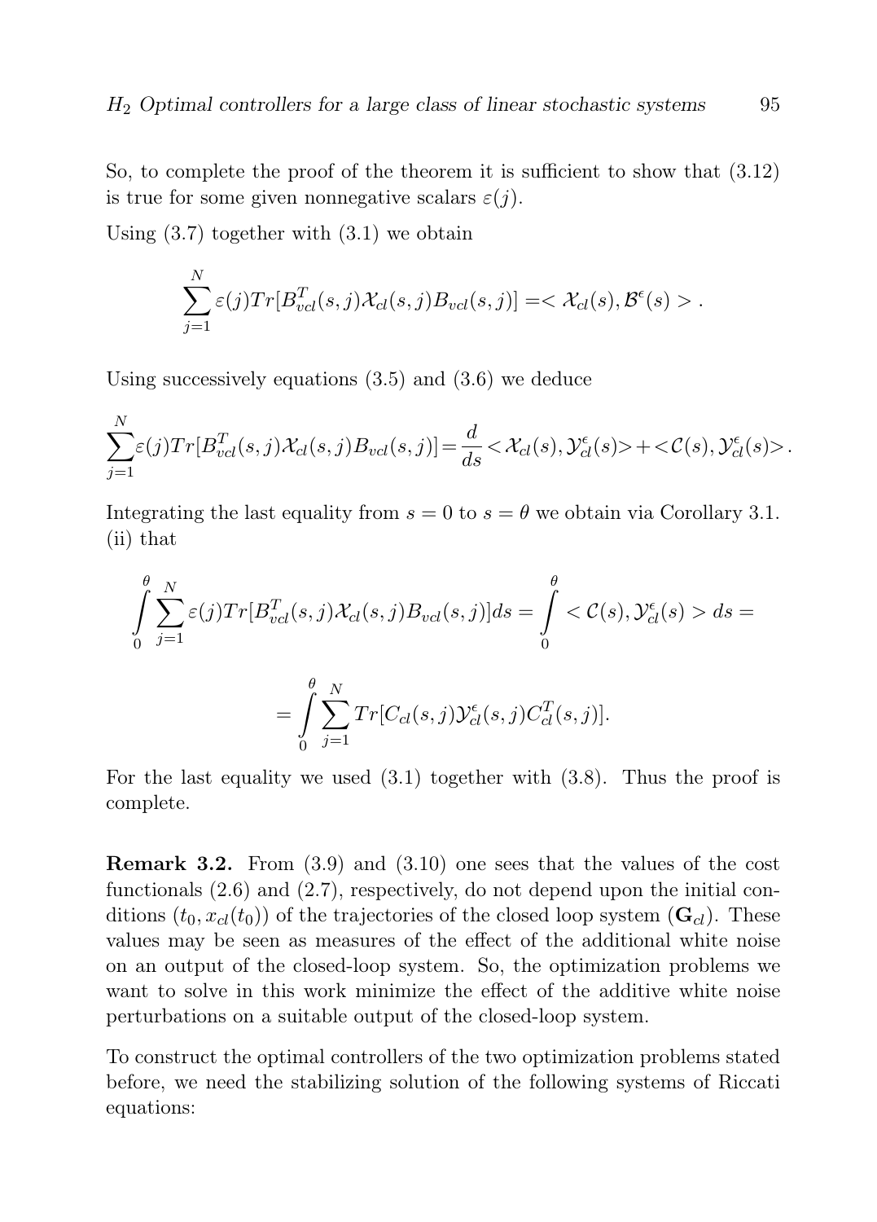So, to complete the proof of the theorem it is sufficient to show that (3.12) is true for some given nonnegative scalars $\varepsilon(j)$.

Using (3.7) together with (3.1) we obtain

$$\sum_{j=1}^{N} \varepsilon(j) Tr[B_{vcl}^T(s,j)\mathcal{X}_{cl}(s,j)B_{vcl}(s,j)] = < \mathcal{X}_{cl}(s), \mathcal{B}^{\epsilon}(s) > .$$

Using successively equations (3.5) and (3.6) we deduce

$$\sum_{j=1}^{N} \varepsilon(j) Tr[B_{vcl}^T(s,j)\mathcal{X}_{cl}(s,j)B_{vcl}(s,j)] = \frac{d}{ds} < \mathcal{X}_{cl}(s), \mathcal{Y}_{cl}^{\epsilon}(s) > + < \mathcal{C}(s), \mathcal{Y}_{cl}^{\epsilon}(s) > .$$

Integrating the last equality from $s = 0$ to $s = \theta$ we obtain via Corollary 3.1. (ii) that

$$\int_0^{\theta} \sum_{j=1}^{N} \varepsilon(j) Tr[B_{vcl}^T(s,j)\mathcal{X}_{cl}(s,j)B_{vcl}(s,j)]ds = \int_0^{\theta} < \mathcal{C}(s), \mathcal{Y}_{cl}^{\epsilon}(s) > ds =$$

$$= \int_0^{\theta} \sum_{j=1}^{N} Tr[C_{cl}(s,j)\mathcal{Y}_{cl}^{\epsilon}(s,j)C_{cl}^T(s,j)].$$

For the last equality we used (3.1) together with (3.8). Thus the proof is complete.

**Remark 3.2.** From (3.9) and (3.10) one sees that the values of the cost functionals (2.6) and (2.7), respectively, do not depend upon the initial conditions $(t_0, x_{cl}(t_0))$ of the trajectories of the closed loop system $(\mathbf{G}_{cl})$. These values may be seen as measures of the effect of the additional white noise on an output of the closed-loop system. So, the optimization problems we want to solve in this work minimize the effect of the additive white noise perturbations on a suitable output of the closed-loop system.

To construct the optimal controllers of the two optimization problems stated before, we need the stabilizing solution of the following systems of Riccati equations: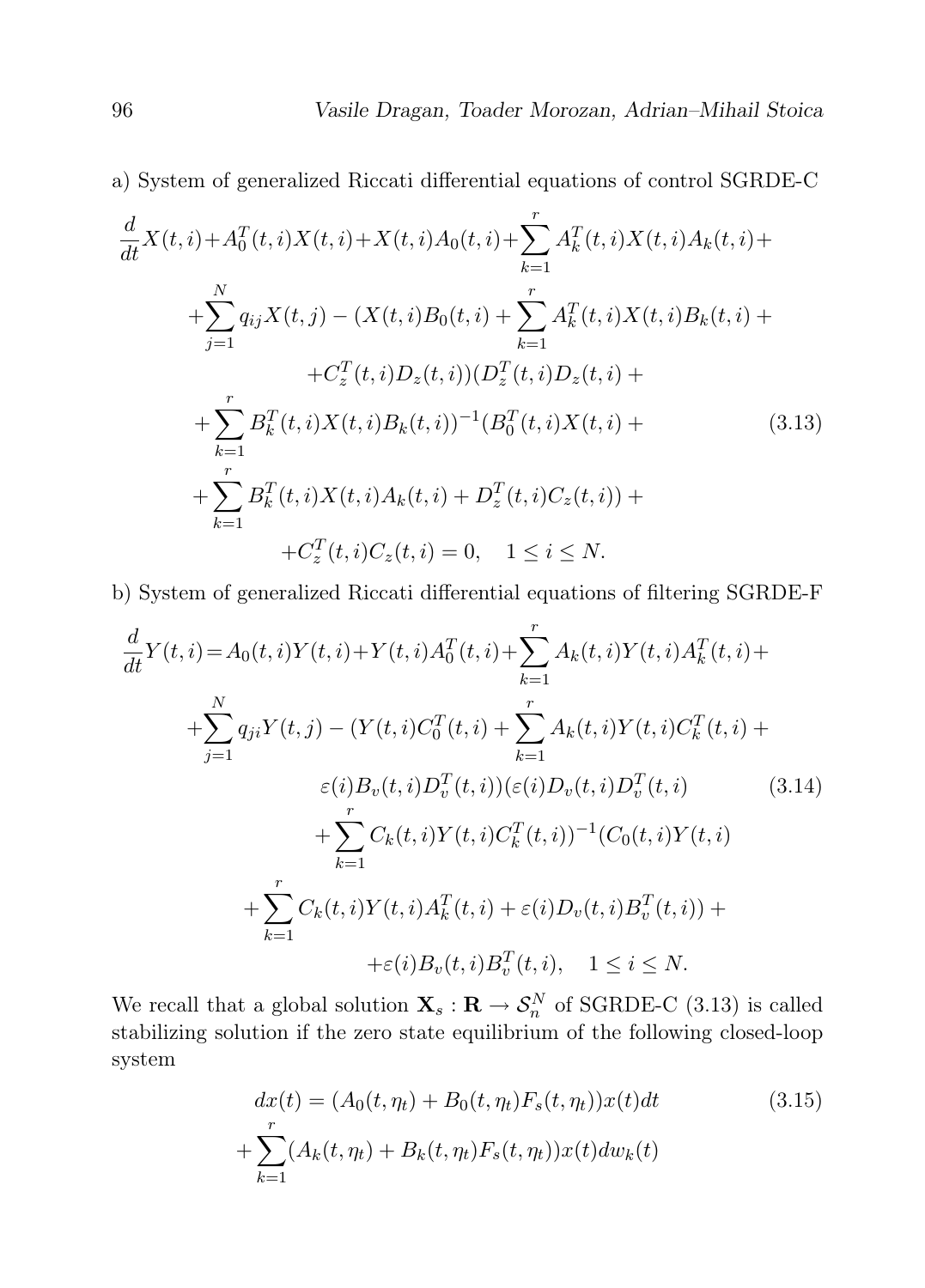a) System of generalized Riccati differential equations of control SGRDE-C

$$
\begin{aligned}
&\frac{d}{dt}X(t,i)+A_0^T(t,i)X(t,i)+X(t,i)A_0(t,i)+\sum_{k=1}^{r}A_k^T(t,i)X(t,i)A_k(t,i)+\\
&+\sum_{j=1}^{N}q_{ij}X(t,j)-(X(t,i)B_0(t,i)+\sum_{k=1}^{r}A_k^T(t,i)X(t,i)B_k(t,i)+\\
&\qquad +C_z^T(t,i)D_z(t,i))(D_z^T(t,i)D_z(t,i)+\\
&+\sum_{k=1}^{r}B_k^T(t,i)X(t,i)B_k(t,i))^{-1}(B_0^T(t,i)X(t,i)+\\
&+\sum_{k=1}^{r}B_k^T(t,i)X(t,i)A_k(t,i)+D_z^T(t,i)C_z(t,i))+\\
&\qquad +C_z^T(t,i)C_z(t,i)=0, \quad 1\le i\le N.
\end{aligned}
\tag{3.13}
$$

b) System of generalized Riccati differential equations of filtering SGRDE-F

$$
\begin{aligned}
&\frac{d}{dt}Y(t,i)=A_0(t,i)Y(t,i)+Y(t,i)A_0^T(t,i)+\sum_{k=1}^{r}A_k(t,i)Y(t,i)A_k^T(t,i)+\\
&+\sum_{j=1}^{N}q_{ji}Y(t,j)-(Y(t,i)C_0^T(t,i)+\sum_{k=1}^{r}A_k(t,i)Y(t,i)C_k^T(t,i)+\\
&\qquad \varepsilon(i)B_v(t,i)D_v^T(t,i))(\varepsilon(i)D_v(t,i)D_v^T(t,i)\\
&\qquad +\sum_{k=1}^{r}C_k(t,i)Y(t,i)C_k^T(t,i))^{-1}(C_0(t,i)Y(t,i)\\
&+\sum_{k=1}^{r}C_k(t,i)Y(t,i)A_k^T(t,i)+\varepsilon(i)D_v(t,i)B_v^T(t,i))+\\
&\qquad +\varepsilon(i)B_v(t,i)B_v^T(t,i), \quad 1\le i\le N.
\end{aligned}
\tag{3.14}
$$

We recall that a global solution $\mathbf{X}_s:\mathbf{R}\to\mathcal{S}_n^N$ of SGRDE-C (3.13) is called stabilizing solution if the zero state equilibrium of the following closed-loop system

$$
\begin{aligned}
&dx(t)=(A_0(t,\eta_t)+B_0(t,\eta_t)F_s(t,\eta_t))x(t)dt\\
&+\sum_{k=1}^{r}(A_k(t,\eta_t)+B_k(t,\eta_t)F_s(t,\eta_t))x(t)dw_k(t)
\end{aligned}
\tag{3.15}
$$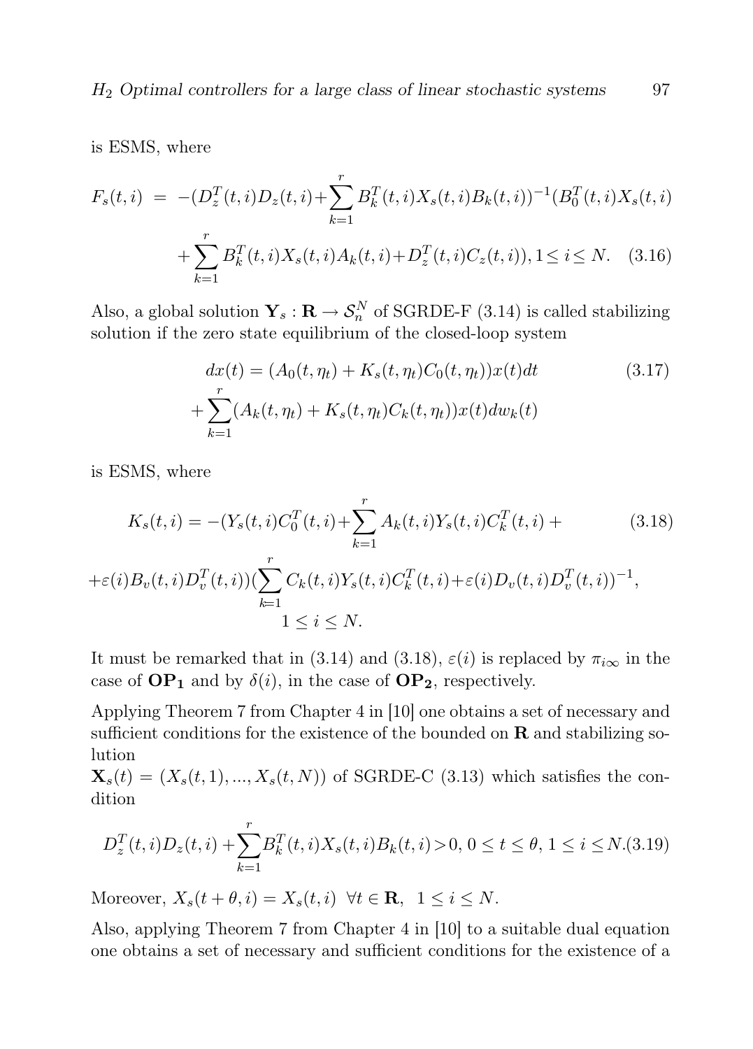is ESMS, where

$$
\begin{aligned}
F_s(t,i) \; = \; & -(D_z^T(t,i)D_z(t,i)+\sum_{k=1}^{r}B_k^T(t,i)X_s(t,i)B_k(t,i))^{-1}(B_0^T(t,i)X_s(t,i) \\
& +\sum_{k=1}^{r}B_k^T(t,i)X_s(t,i)A_k(t,i)+D_z^T(t,i)C_z(t,i)), 1 \leq i \leq N. \quad (3.16)
\end{aligned}
$$

Also, a global solution $\mathbf{Y}_s : \mathbf{R} \to \mathcal{S}_n^N$ of SGRDE-F (3.14) is called stabilizing solution if the zero state equilibrium of the closed-loop system

$$
\begin{aligned}
& dx(t) = (A_0(t,\eta_t) + K_s(t,\eta_t)C_0(t,\eta_t))x(t)dt \qquad (3.17) \\
& +\sum_{k=1}^{r}(A_k(t,\eta_t) + K_s(t,\eta_t)C_k(t,\eta_t))x(t)dw_k(t)
\end{aligned}
$$

is ESMS, where

$$
\begin{aligned}
K_s(t,i) = & -(Y_s(t,i)C_0^T(t,i)+\sum_{k=1}^{r}A_k(t,i)Y_s(t,i)C_k^T(t,i) + \qquad (3.18) \\
& +\varepsilon(i)B_v(t,i)D_v^T(t,i))(\sum_{k=1}^{r}C_k(t,i)Y_s(t,i)C_k^T(t,i)+\varepsilon(i)D_v(t,i)D_v^T(t,i))^{-1}, \\
& 1 \leq i \leq N.
\end{aligned}
$$

It must be remarked that in (3.14) and (3.18), $\varepsilon(i)$ is replaced by $\pi_{i\infty}$ in the case of $\mathbf{OP_1}$ and by $\delta(i)$, in the case of $\mathbf{OP_2}$, respectively.

Applying Theorem 7 from Chapter 4 in [10] one obtains a set of necessary and sufficient conditions for the existence of the bounded on $\mathbf{R}$ and stabilizing solution
$\mathbf{X}_s(t) = (X_s(t,1),...,X_s(t,N))$ of SGRDE-C (3.13) which satisfies the condition

$$
D_z^T(t,i)D_z(t,i)+\sum_{k=1}^{r}B_k^T(t,i)X_s(t,i)B_k(t,i)>0,\; 0 \leq t \leq \theta,\; 1 \leq i \leq N. \quad (3.19)
$$

Moreover, $X_s(t+\theta,i) = X_s(t,i) \;\; \forall t \in \mathbf{R}, \;\; 1 \leq i \leq N$.

Also, applying Theorem 7 from Chapter 4 in [10] to a suitable dual equation one obtains a set of necessary and sufficient conditions for the existence of a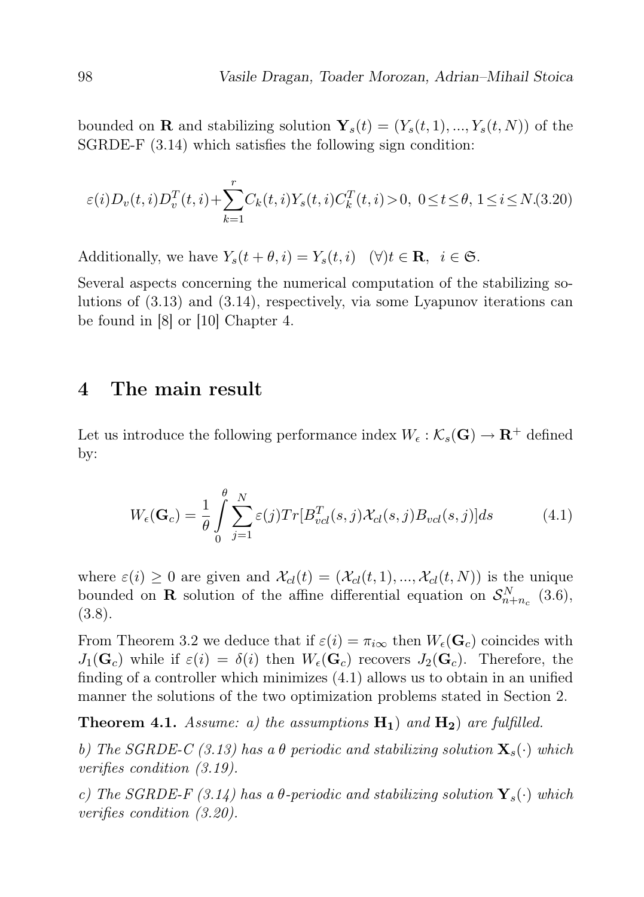bounded on $\mathbf{R}$ and stabilizing solution $\mathbf{Y}_s(t) = (Y_s(t,1),...,Y_s(t,N))$ of the SGRDE-F (3.14) which satisfies the following sign condition:

$$\varepsilon(i)D_v(t,i)D_v^T(t,i)+\sum_{k=1}^{r}C_k(t,i)Y_s(t,i)C_k^T(t,i)>0,\ 0\leq t\leq\theta,\ 1\leq i\leq N. \tag{3.20}$$

Additionally, we have $Y_s(t+\theta,i) = Y_s(t,i)\quad (\forall) t \in \mathbf{R},\ \ i \in \mathfrak{S}$.

Several aspects concerning the numerical computation of the stabilizing solutions of (3.13) and (3.14), respectively, via some Lyapunov iterations can be found in [8] or [10] Chapter 4.

## 4 The main result

Let us introduce the following performance index $W_\epsilon : \mathcal{K}_s(\mathbf{G}) \to \mathbf{R}^+$ defined by:

$$W_\epsilon(\mathbf{G}_c) = \frac{1}{\theta}\int_0^\theta \sum_{j=1}^{N}\varepsilon(j)Tr[B_{vcl}^T(s,j)\mathcal{X}_{cl}(s,j)B_{vcl}(s,j)]ds \tag{4.1}$$

where $\varepsilon(i) \geq 0$ are given and $\mathcal{X}_{cl}(t) = (\mathcal{X}_{cl}(t,1),...,\mathcal{X}_{cl}(t,N))$ is the unique bounded on $\mathbf{R}$ solution of the affine differential equation on $\mathcal{S}_{n+n_c}^N$ (3.6), (3.8).

From Theorem 3.2 we deduce that if $\varepsilon(i) = \pi_{i\infty}$ then $W_\epsilon(\mathbf{G}_c)$ coincides with $J_1(\mathbf{G}_c)$ while if $\varepsilon(i) = \delta(i)$ then $W_\epsilon(\mathbf{G}_c)$ recovers $J_2(\mathbf{G}_c)$. Therefore, the finding of a controller which minimizes (4.1) allows us to obtain in an unified manner the solutions of the two optimization problems stated in Section 2.

**Theorem 4.1.** *Assume: a) the assumptions* $\mathbf{H_1}$) *and* $\mathbf{H_2}$) *are fulfilled.*

*b) The SGRDE-C (3.13) has a $\theta$ periodic and stabilizing solution $\mathbf{X}_s(\cdot)$ which verifies condition (3.19).*

*c) The SGRDE-F (3.14) has a $\theta$-periodic and stabilizing solution $\mathbf{Y}_s(\cdot)$ which verifies condition (3.20).*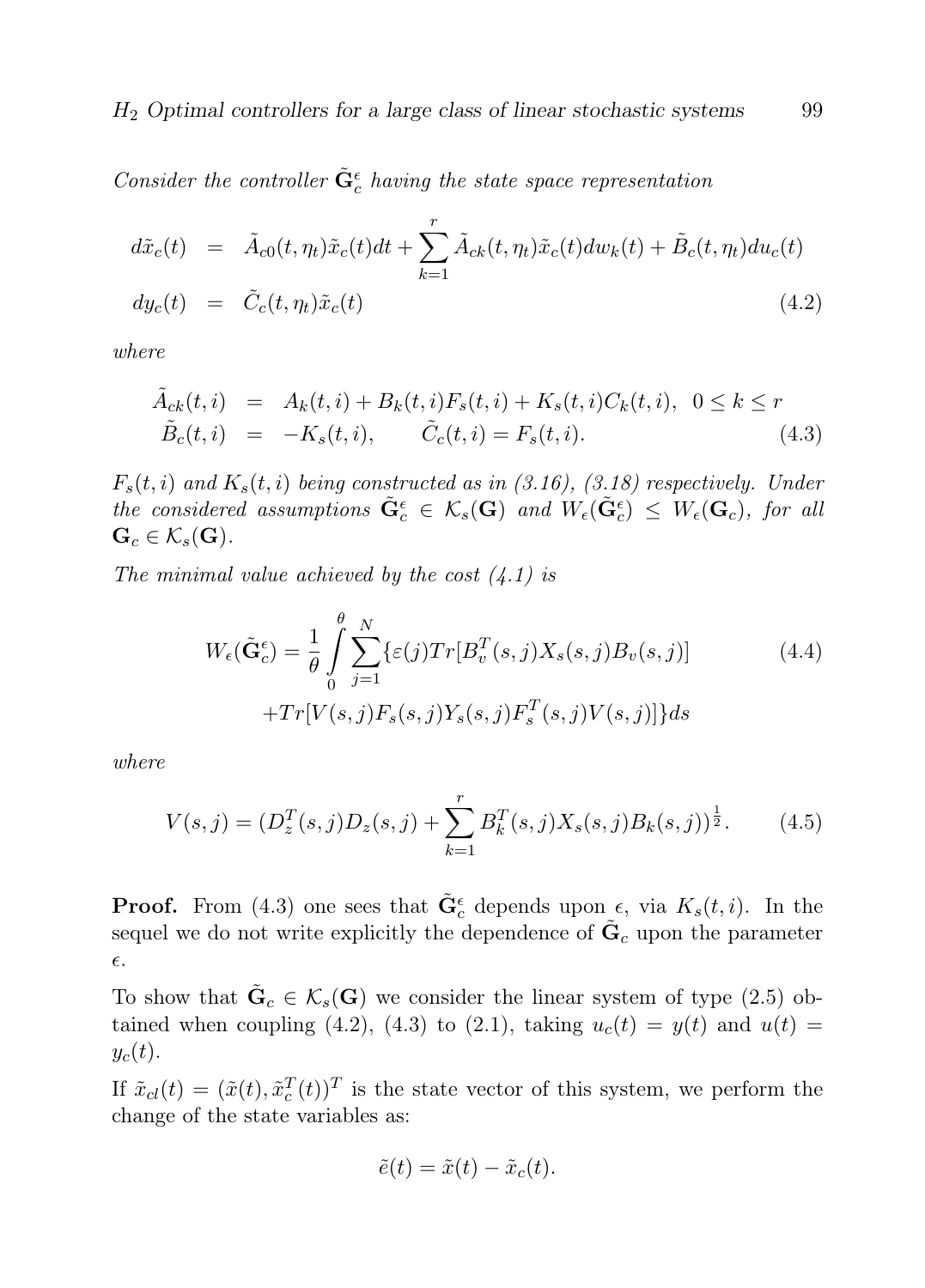*Consider the controller $\tilde{\mathbf{G}}_c^\epsilon$ having the state space representation*

$$
\begin{aligned}
d\tilde{x}_c(t) &= \tilde{A}_{c0}(t,\eta_t)\tilde{x}_c(t)dt + \sum_{k=1}^{r} \tilde{A}_{ck}(t,\eta_t)\tilde{x}_c(t)dw_k(t) + \tilde{B}_c(t,\eta_t)du_c(t) \\
dy_c(t) &= \tilde{C}_c(t,\eta_t)\tilde{x}_c(t) \qquad (4.2)
\end{aligned}
$$

*where*

$$
\begin{aligned}
\tilde{A}_{ck}(t,i) &= A_k(t,i) + B_k(t,i)F_s(t,i) + K_s(t,i)C_k(t,i), \;\; 0 \le k \le r \\
\tilde{B}_c(t,i) &= -K_s(t,i), \qquad \tilde{C}_c(t,i) = F_s(t,i). \qquad (4.3)
\end{aligned}
$$

*$F_s(t,i)$ and $K_s(t,i)$ being constructed as in (3.16), (3.18) respectively. Under the considered assumptions $\tilde{\mathbf{G}}_c^\epsilon \in \mathcal{K}_s(\mathbf{G})$ and $W_\epsilon(\tilde{\mathbf{G}}_c^\epsilon) \le W_\epsilon(\mathbf{G}_c)$, for all $\mathbf{G}_c \in \mathcal{K}_s(\mathbf{G})$.*

*The minimal value achieved by the cost (4.1) is*

$$
\begin{aligned}
W_\epsilon(\tilde{\mathbf{G}}_c^\epsilon) = \frac{1}{\theta}\int_0^\theta \sum_{j=1}^{N} \{&\varepsilon(j)Tr[B_v^T(s,j)X_s(s,j)B_v(s,j)] \qquad (4.4) \\
&+ Tr[V(s,j)F_s(s,j)Y_s(s,j)F_s^T(s,j)V(s,j)]\}ds
\end{aligned}
$$

*where*

$$
V(s,j) = (D_z^T(s,j)D_z(s,j) + \sum_{k=1}^{r} B_k^T(s,j)X_s(s,j)B_k(s,j))^{\frac{1}{2}}. \qquad (4.5)
$$

**Proof.** From (4.3) one sees that $\tilde{\mathbf{G}}_c^\epsilon$ depends upon $\epsilon$, via $K_s(t,i)$. In the sequel we do not write explicitly the dependence of $\tilde{\mathbf{G}}_c$ upon the parameter $\epsilon$.

To show that $\tilde{\mathbf{G}}_c \in \mathcal{K}_s(\mathbf{G})$ we consider the linear system of type (2.5) obtained when coupling (4.2), (4.3) to (2.1), taking $u_c(t) = y(t)$ and $u(t) = y_c(t)$.

If $\tilde{x}_{cl}(t) = (\tilde{x}(t), \tilde{x}_c^T(t))^T$ is the state vector of this system, we perform the change of the state variables as:

$$
\tilde{e}(t) = \tilde{x}(t) - \tilde{x}_c(t).
$$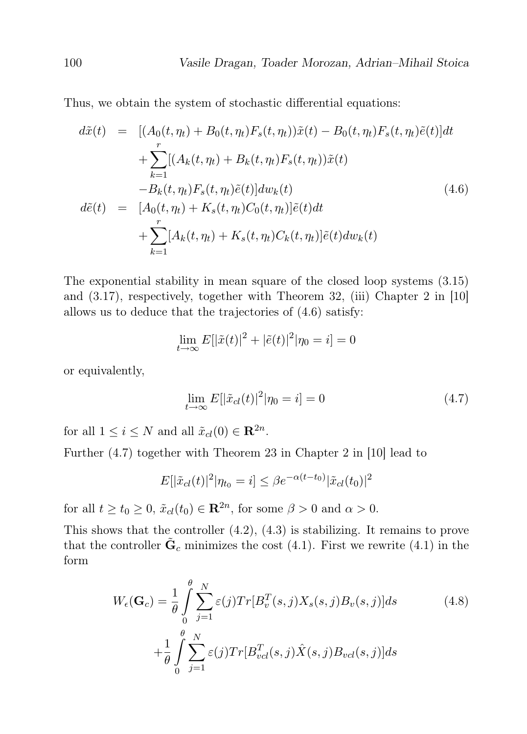Thus, we obtain the system of stochastic differential equations:

$$
\begin{aligned}
d\tilde{x}(t) &= [(A_0(t,\eta_t) + B_0(t,\eta_t)F_s(t,\eta_t))\tilde{x}(t) - B_0(t,\eta_t)F_s(t,\eta_t)\tilde{e}(t)]dt \\
&\quad + \sum_{k=1}^{r}[(A_k(t,\eta_t) + B_k(t,\eta_t)F_s(t,\eta_t))\tilde{x}(t) \\
&\quad - B_k(t,\eta_t)F_s(t,\eta_t)\tilde{e}(t)]dw_k(t) \\
d\tilde{e}(t) &= [A_0(t,\eta_t) + K_s(t,\eta_t)C_0(t,\eta_t)]\tilde{e}(t)dt \\
&\quad + \sum_{k=1}^{r}[A_k(t,\eta_t) + K_s(t,\eta_t)C_k(t,\eta_t)]\tilde{e}(t)dw_k(t)
\end{aligned}
\tag{4.6}
$$

The exponential stability in mean square of the closed loop systems (3.15) and (3.17), respectively, together with Theorem 32, (iii) Chapter 2 in [10] allows us to deduce that the trajectories of (4.6) satisfy:

$$
\lim_{t\to\infty} E[|\tilde{x}(t)|^2 + |\tilde{e}(t)|^2 | \eta_0 = i] = 0
$$

or equivalently,

$$
\lim_{t\to\infty} E[|\tilde{x}_{cl}(t)|^2 | \eta_0 = i] = 0 \tag{4.7}
$$

for all $1 \leq i \leq N$ and all $\tilde{x}_{cl}(0) \in \mathbf{R}^{2n}$.

Further (4.7) together with Theorem 23 in Chapter 2 in [10] lead to

$$
E[|\tilde{x}_{cl}(t)|^2 | \eta_{t_0} = i] \leq \beta e^{-\alpha(t-t_0)} |\tilde{x}_{cl}(t_0)|^2
$$

for all $t \geq t_0 \geq 0$, $\tilde{x}_{cl}(t_0) \in \mathbf{R}^{2n}$, for some $\beta > 0$ and $\alpha > 0$.

This shows that the controller (4.2), (4.3) is stabilizing. It remains to prove that the controller $\tilde{\mathbf{G}}_c$ minimizes the cost (4.1). First we rewrite (4.1) in the form

$$
\begin{aligned}
W_\epsilon(\mathbf{G}_c) &= \frac{1}{\theta}\int_0^\theta \sum_{j=1}^{N} \varepsilon(j) Tr[B_v^T(s,j)X_s(s,j)B_v(s,j)]ds \\
&\quad + \frac{1}{\theta}\int_0^\theta \sum_{j=1}^{N} \varepsilon(j) Tr[B_{vcl}^T(s,j)\hat{X}(s,j)B_{vcl}(s,j)]ds
\end{aligned}
\tag{4.8}
$$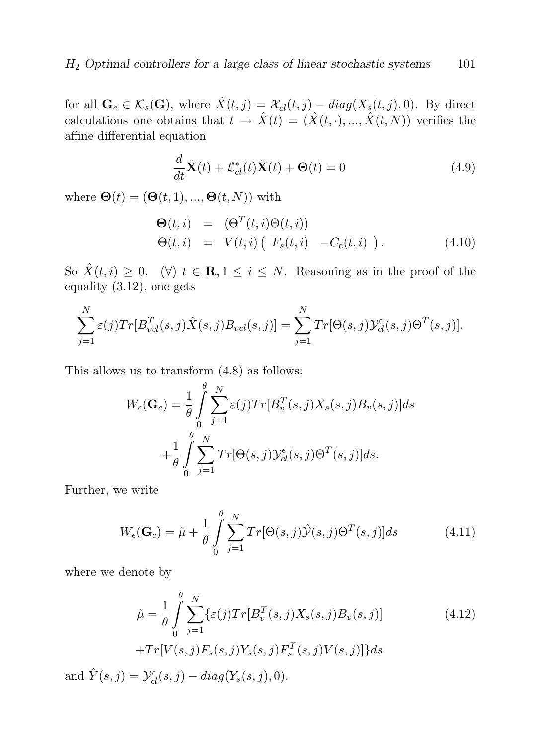for all $\mathbf{G}_c \in \mathcal{K}_s(\mathbf{G})$, where $\hat{X}(t,j) = \mathcal{X}_{cl}(t,j) - diag(X_s(t,j),0)$. By direct calculations one obtains that $t \rightarrow \hat{X}(t) = (\hat{X}(t,\cdot),...,\hat{X}(t,N))$ verifies the affine differential equation

$$\frac{d}{dt}\hat{\mathbf{X}}(t) + \mathcal{L}^*_{cl}(t)\hat{\mathbf{X}}(t) + \mathbf{\Theta}(t) = 0 \tag{4.9}$$

where $\mathbf{\Theta}(t) = (\mathbf{\Theta}(t,1),...,\mathbf{\Theta}(t,N))$ with

$$\begin{aligned}
\mathbf{\Theta}(t,i) &= (\Theta^T(t,i)\Theta(t,i)) \\
\Theta(t,i) &= V(t,i)\begin{pmatrix} F_s(t,i) & -C_c(t,i) \end{pmatrix}.
\end{aligned} \tag{4.10}$$

So $\hat{X}(t,i) \geq 0, \quad (\forall)\ t \in \mathbf{R}, 1 \leq i \leq N$. Reasoning as in the proof of the equality (3.12), one gets

$$\sum_{j=1}^{N} \varepsilon(j) Tr[B^T_{vcl}(s,j)\hat{X}(s,j)B_{vcl}(s,j)] = \sum_{j=1}^{N} Tr[\Theta(s,j)\mathcal{Y}^{\varepsilon}_{cl}(s,j)\Theta^T(s,j)].$$

This allows us to transform (4.8) as follows:

$$\begin{aligned}
W_\epsilon(\mathbf{G}_c) = \frac{1}{\theta}\int_0^\theta \sum_{j=1}^{N} \varepsilon(j) Tr[B^T_v(s,j)X_s(s,j)B_v(s,j)]ds \\
+\frac{1}{\theta}\int_0^\theta \sum_{j=1}^{N} Tr[\Theta(s,j)\mathcal{Y}^{\epsilon}_{cl}(s,j)\Theta^T(s,j)]ds.
\end{aligned}$$

Further, we write

$$W_\epsilon(\mathbf{G}_c) = \tilde{\mu} + \frac{1}{\theta}\int_0^\theta \sum_{j=1}^{N} Tr[\Theta(s,j)\hat{\mathcal{Y}}(s,j)\Theta^T(s,j)]ds \tag{4.11}$$

where we denote by

$$\begin{aligned}
\tilde{\mu} = \frac{1}{\theta}\int_0^\theta \sum_{j=1}^{N} \{\varepsilon(j) Tr[B^T_v(s,j)X_s(s,j)B_v(s,j)] \\
+Tr[V(s,j)F_s(s,j)Y_s(s,j)F^T_s(s,j)V(s,j)]\}ds
\end{aligned} \tag{4.12}$$

and $\hat{Y}(s,j) = \mathcal{Y}^{\epsilon}_{cl}(s,j) - diag(Y_s(s,j),0)$.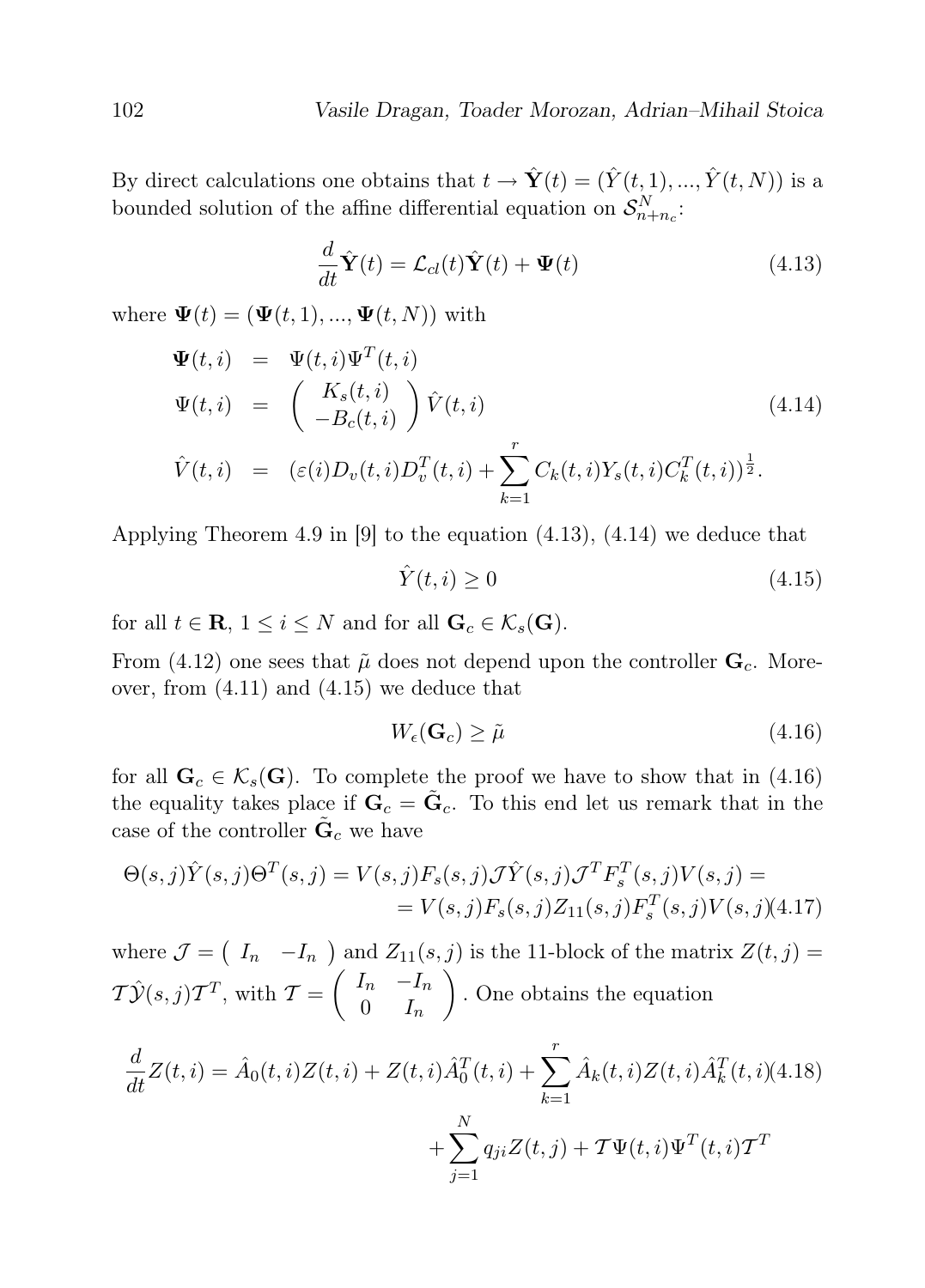By direct calculations one obtains that $t \to \hat{\mathbf{Y}}(t) = (\hat{Y}(t,1), ..., \hat{Y}(t,N))$ is a bounded solution of the affine differential equation on $\mathcal{S}^N_{n+n_c}$:

$$\frac{d}{dt}\hat{\mathbf{Y}}(t) = \mathcal{L}_{cl}(t)\hat{\mathbf{Y}}(t) + \mathbf{\Psi}(t) \tag{4.13}$$

where $\mathbf{\Psi}(t) = (\mathbf{\Psi}(t,1), ..., \mathbf{\Psi}(t,N))$ with

$$\begin{aligned}
\mathbf{\Psi}(t,i) &= \Psi(t,i)\Psi^T(t,i) \\
\Psi(t,i) &= \begin{pmatrix} K_s(t,i) \\ -B_c(t,i) \end{pmatrix} \hat{V}(t,i) \\
\hat{V}(t,i) &= (\varepsilon(i) D_v(t,i) D_v^T(t,i) + \sum_{k=1}^{r} C_k(t,i) Y_s(t,i) C_k^T(t,i))^{\frac{1}{2}}.
\end{aligned} \tag{4.14}$$

Applying Theorem 4.9 in [9] to the equation (4.13), (4.14) we deduce that

$$\hat{Y}(t,i) \geq 0 \tag{4.15}$$

for all $t \in \mathbf{R}$, $1 \leq i \leq N$ and for all $\mathbf{G}_c \in \mathcal{K}_s(\mathbf{G})$.

From (4.12) one sees that $\tilde{\mu}$ does not depend upon the controller $\mathbf{G}_c$. Moreover, from (4.11) and (4.15) we deduce that

$$W_\epsilon(\mathbf{G}_c) \geq \tilde{\mu} \tag{4.16}$$

for all $\mathbf{G}_c \in \mathcal{K}_s(\mathbf{G})$. To complete the proof we have to show that in (4.16) the equality takes place if $\mathbf{G}_c = \tilde{\mathbf{G}}_c$. To this end let us remark that in the case of the controller $\tilde{\mathbf{G}}_c$ we have

$$\begin{aligned}
\Theta(s,j)\hat{Y}(s,j)\Theta^T(s,j) &= V(s,j)F_s(s,j)\mathcal{J}\hat{Y}(s,j)\mathcal{J}^T F_s^T(s,j)V(s,j) = \\
&= V(s,j)F_s(s,j)Z_{11}(s,j)F_s^T(s,j)V(s,j)
\end{aligned} \tag{4.17}$$

where $\mathcal{J} = \begin{pmatrix} I_n & -I_n \end{pmatrix}$ and $Z_{11}(s,j)$ is the 11-block of the matrix $Z(t,j) = \mathcal{T}\hat{\mathcal{Y}}(s,j)\mathcal{T}^T$, with $\mathcal{T} = \begin{pmatrix} I_n & -I_n \\ 0 & I_n \end{pmatrix}$. One obtains the equation

$$\begin{aligned}
\frac{d}{dt}Z(t,i) &= \hat{A}_0(t,i)Z(t,i) + Z(t,i)\hat{A}_0^T(t,i) + \sum_{k=1}^{r} \hat{A}_k(t,i)Z(t,i)\hat{A}_k^T(t,i) \\
&\quad + \sum_{j=1}^{N} q_{ji}Z(t,j) + \mathcal{T}\Psi(t,i)\Psi^T(t,i)\mathcal{T}^T
\end{aligned} \tag{4.18}$$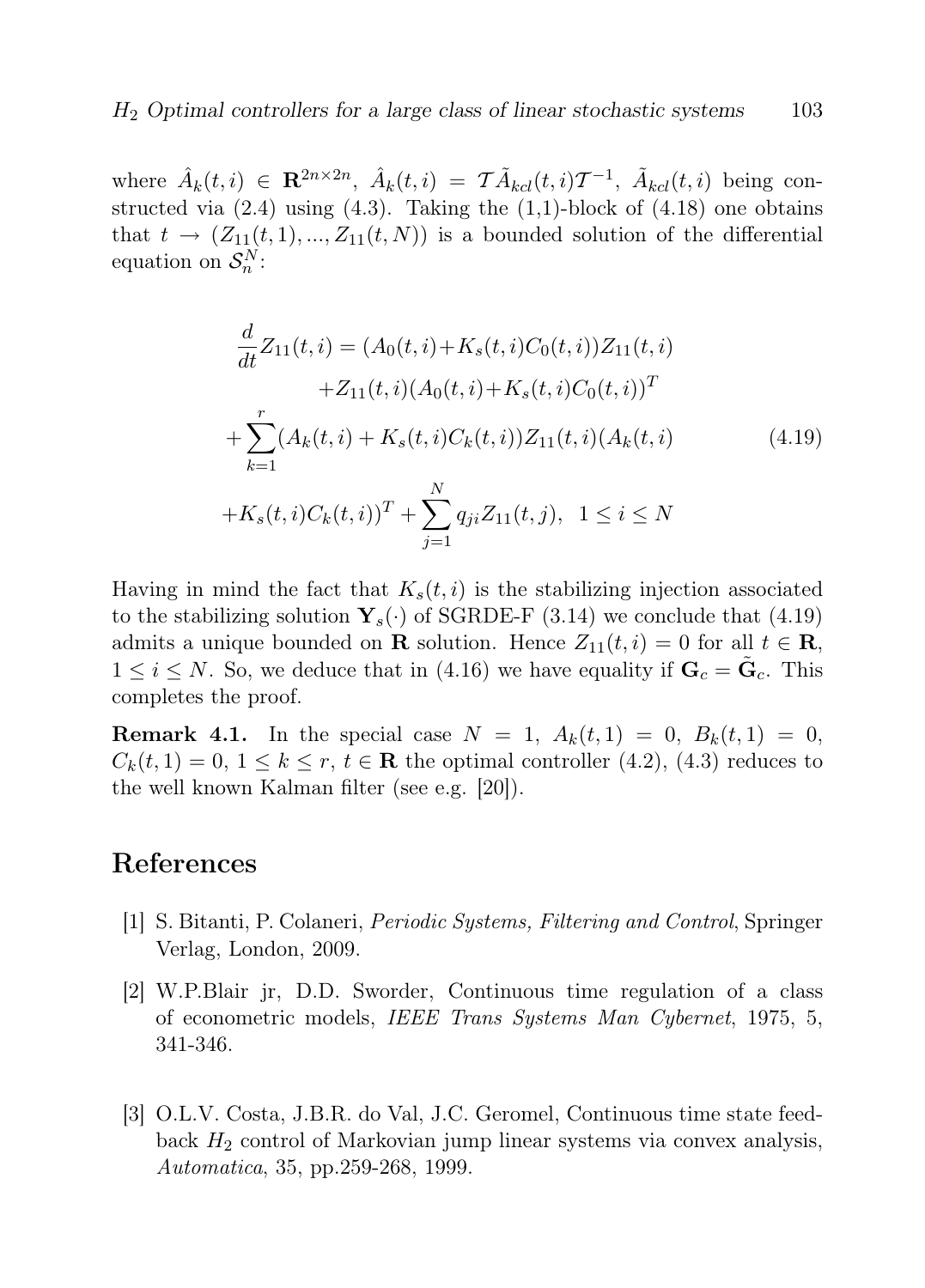where $\hat{A}_k(t,i) \in \mathbf{R}^{2n\times 2n}$, $\hat{A}_k(t,i) = \mathcal{T}\tilde{A}_{kcl}(t,i)\mathcal{T}^{-1}$, $\tilde{A}_{kcl}(t,i)$ being constructed via (2.4) using (4.3). Taking the (1,1)-block of (4.18) one obtains that $t \to (Z_{11}(t,1),...,Z_{11}(t,N))$ is a bounded solution of the differential equation on $\mathcal{S}_n^N$:

$$
\begin{aligned}
\frac{d}{dt}Z_{11}(t,i) &= (A_0(t,i)+K_s(t,i)C_0(t,i))Z_{11}(t,i) \\
&\quad +Z_{11}(t,i)(A_0(t,i)+K_s(t,i)C_0(t,i))^T \\
+\sum_{k=1}^{r}&(A_k(t,i)+K_s(t,i)C_k(t,i))Z_{11}(t,i)(A_k(t,i) \\
+K_s(t,i)&C_k(t,i))^T+\sum_{j=1}^{N}q_{ji}Z_{11}(t,j), \;\; 1\le i\le N
\end{aligned} \tag{4.19}
$$

Having in mind the fact that $K_s(t,i)$ is the stabilizing injection associated to the stabilizing solution $\mathbf{Y}_s(\cdot)$ of SGRDE-F (3.14) we conclude that (4.19) admits a unique bounded on $\mathbf{R}$ solution. Hence $Z_{11}(t,i)=0$ for all $t\in\mathbf{R}$, $1\le i\le N$. So, we deduce that in (4.16) we have equality if $\mathbf{G}_c=\tilde{\mathbf{G}}_c$. This completes the proof.

**Remark 4.1.** In the special case $N=1$, $A_k(t,1)=0$, $B_k(t,1)=0$, $C_k(t,1)=0$, $1\le k\le r$, $t\in\mathbf{R}$ the optimal controller (4.2), (4.3) reduces to the well known Kalman filter (see e.g. [20]).

# References

[1] S. Bitanti, P. Colaneri, *Periodic Systems, Filtering and Control*, Springer Verlag, London, 2009.

[2] W.P.Blair jr, D.D. Sworder, Continuous time regulation of a class of econometric models, *IEEE Trans Systems Man Cybernet*, 1975, 5, 341-346.

[3] O.L.V. Costa, J.B.R. do Val, J.C. Geromel, Continuous time state feedback $H_2$ control of Markovian jump linear systems via convex analysis, *Automatica*, 35, pp.259-268, 1999.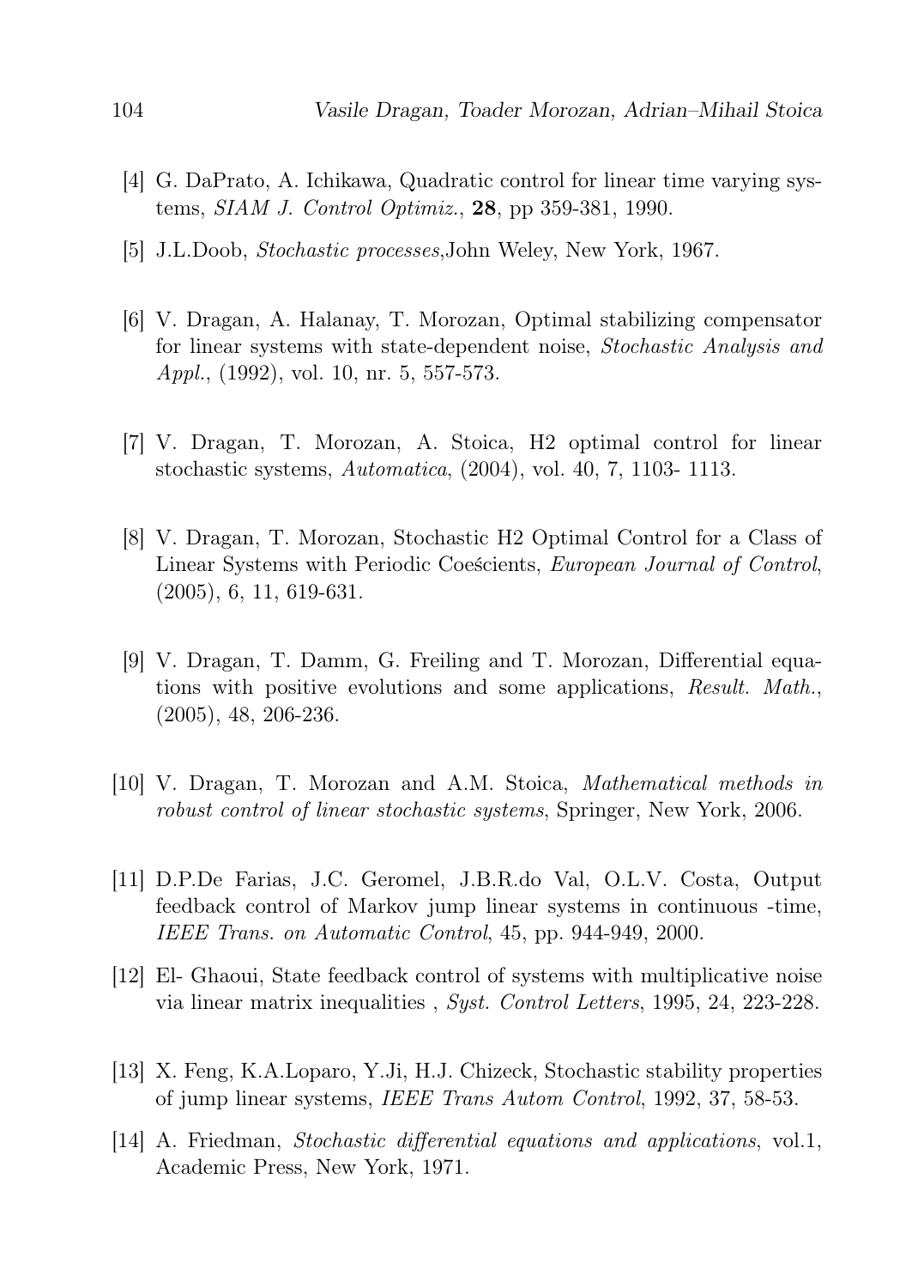[4] G. DaPrato, A. Ichikawa, Quadratic control for linear time varying systems, *SIAM J. Control Optimiz.*, **28**, pp 359-381, 1990.

[5] J.L.Doob, *Stochastic processes*,John Weley, New York, 1967.

[6] V. Dragan, A. Halanay, T. Morozan, Optimal stabilizing compensator for linear systems with state-dependent noise, *Stochastic Analysis and Appl.*, (1992), vol. 10, nr. 5, 557-573.

[7] V. Dragan, T. Morozan, A. Stoica, H2 optimal control for linear stochastic systems, *Automatica*, (2004), vol. 40, 7, 1103- 1113.

[8] V. Dragan, T. Morozan, Stochastic H2 Optimal Control for a Class of Linear Systems with Periodic Coeścients, *European Journal of Control*, (2005), 6, 11, 619-631.

[9] V. Dragan, T. Damm, G. Freiling and T. Morozan, Differential equations with positive evolutions and some applications, *Result. Math.*, (2005), 48, 206-236.

[10] V. Dragan, T. Morozan and A.M. Stoica, *Mathematical methods in robust control of linear stochastic systems*, Springer, New York, 2006.

[11] D.P.De Farias, J.C. Geromel, J.B.R.do Val, O.L.V. Costa, Output feedback control of Markov jump linear systems in continuous -time, *IEEE Trans. on Automatic Control*, 45, pp. 944-949, 2000.

[12] El- Ghaoui, State feedback control of systems with multiplicative noise via linear matrix inequalities , *Syst. Control Letters*, 1995, 24, 223-228.

[13] X. Feng, K.A.Loparo, Y.Ji, H.J. Chizeck, Stochastic stability properties of jump linear systems, *IEEE Trans Autom Control*, 1992, 37, 58-53.

[14] A. Friedman, *Stochastic differential equations and applications*, vol.1, Academic Press, New York, 1971.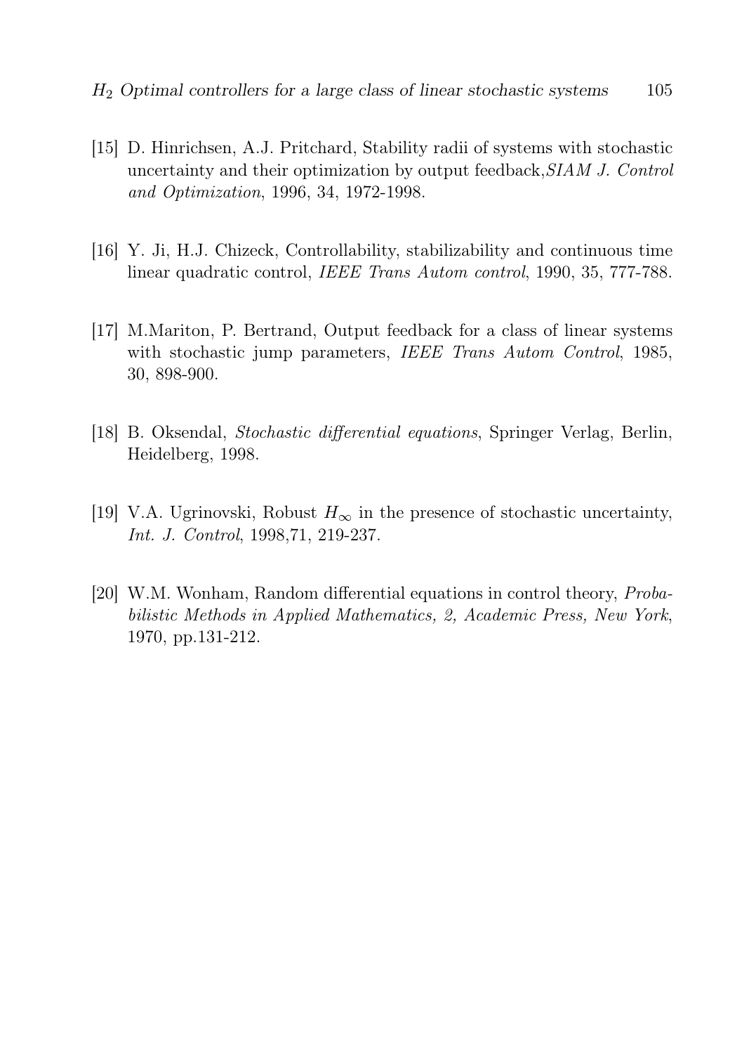[15] D. Hinrichsen, A.J. Pritchard, Stability radii of systems with stochastic uncertainty and their optimization by output feedback,*SIAM J. Control and Optimization*, 1996, 34, 1972-1998.

[16] Y. Ji, H.J. Chizeck, Controllability, stabilizability and continuous time linear quadratic control, *IEEE Trans Autom control*, 1990, 35, 777-788.

[17] M.Mariton, P. Bertrand, Output feedback for a class of linear systems with stochastic jump parameters, *IEEE Trans Autom Control*, 1985, 30, 898-900.

[18] B. Oksendal, *Stochastic differential equations*, Springer Verlag, Berlin, Heidelberg, 1998.

[19] V.A. Ugrinovski, Robust $H_\infty$ in the presence of stochastic uncertainty, *Int. J. Control*, 1998,71, 219-237.

[20] W.M. Wonham, Random differential equations in control theory, *Probabilistic Methods in Applied Mathematics, 2, Academic Press, New York*, 1970, pp.131-212.